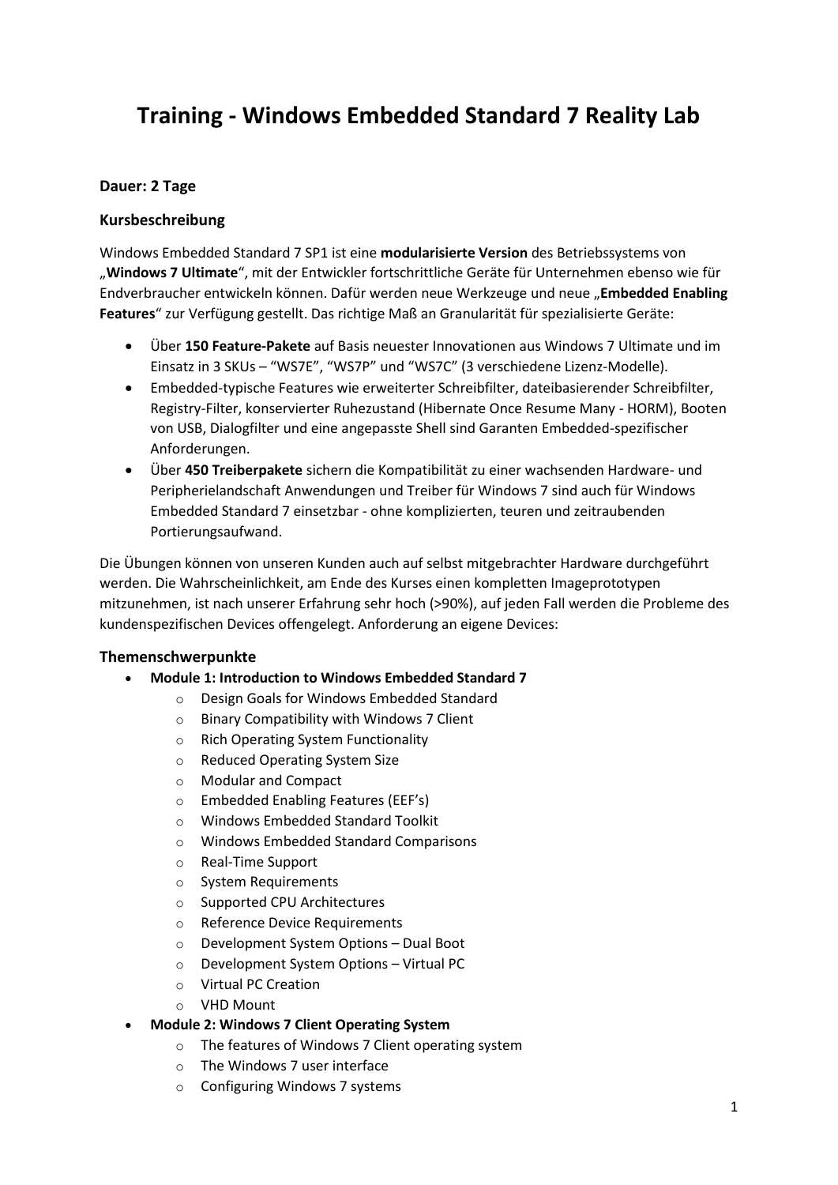# Training - Windows Embedded Standard 7 Reality Lab

### Dauer: 2 Tage

### Kursbeschreibung

Windows Embedded Standard 7 SP1 ist eine **modularisierte Version** des Betriebssystems von „**Windows 7 Ultimate**", mit der Entwickler fortschrittliche Geräte für Unternehmen ebenso wie für Endverbraucher entwickeln können. Dafür werden neue Werkzeuge und neue „**Embedded Enabling Features**" zur Verfügung gestellt. Das richtige Maß an Granularität für spezialisierte Geräte:

- Über **150 Feature-Pakete** auf Basis neuester Innovationen aus Windows 7 Ultimate und im Einsatz in 3 SKUs – "WS7E", "WS7P" und "WS7C" (3 verschiedene Lizenz-Modelle).
- Embedded-typische Features wie erweiterter Schreibfilter, dateibasierender Schreibfilter, Registry-Filter, konservierter Ruhezustand (Hibernate Once Resume Many - HORM), Booten von USB, Dialogfilter und eine angepasste Shell sind Garanten Embedded-spezifischer Anforderungen.
- Über **450 Treiberpakete** sichern die Kompatibilität zu einer wachsenden Hardware- und Peripherielandschaft Anwendungen und Treiber für Windows 7 sind auch für Windows Embedded Standard 7 einsetzbar - ohne komplizierten, teuren und zeitraubenden Portierungsaufwand.

Die Übungen können von unseren Kunden auch auf selbst mitgebrachter Hardware durchgeführt werden. Die Wahrscheinlichkeit, am Ende des Kurses einen kompletten Imageprototypen mitzunehmen, ist nach unserer Erfahrung sehr hoch (>90%), auf jeden Fall werden die Probleme des kundenspezifischen Devices offengelegt. Anforderung an eigene Devices:

### Themenschwerpunkte

- **Module 1: Introduction to Windows Embedded Standard 7**
  - Design Goals for Windows Embedded Standard
  - Binary Compatibility with Windows 7 Client
  - Rich Operating System Functionality
  - Reduced Operating System Size
  - Modular and Compact
  - Embedded Enabling Features (EEF's)
  - Windows Embedded Standard Toolkit
  - Windows Embedded Standard Comparisons
  - Real-Time Support
  - System Requirements
  - Supported CPU Architectures
  - Reference Device Requirements
  - Development System Options – Dual Boot
  - Development System Options – Virtual PC
  - Virtual PC Creation
  - VHD Mount
- **Module 2: Windows 7 Client Operating System**
  - The features of Windows 7 Client operating system
  - The Windows 7 user interface
  - Configuring Windows 7 systems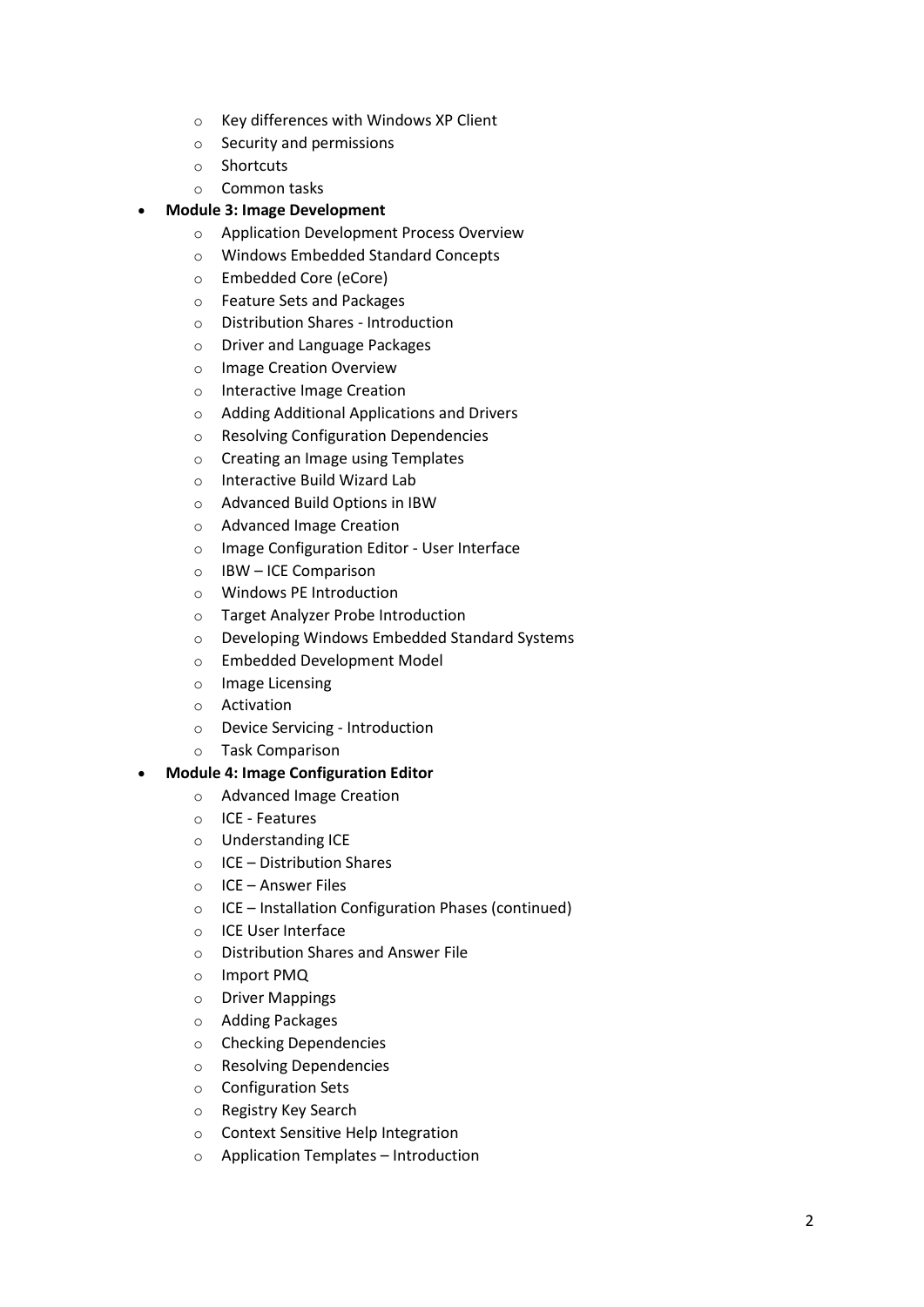- Key differences with Windows XP Client
  - Security and permissions
  - Shortcuts
  - Common tasks
- **Module 3: Image Development**
  - Application Development Process Overview
  - Windows Embedded Standard Concepts
  - Embedded Core (eCore)
  - Feature Sets and Packages
  - Distribution Shares - Introduction
  - Driver and Language Packages
  - Image Creation Overview
  - Interactive Image Creation
  - Adding Additional Applications and Drivers
  - Resolving Configuration Dependencies
  - Creating an Image using Templates
  - Interactive Build Wizard Lab
  - Advanced Build Options in IBW
  - Advanced Image Creation
  - Image Configuration Editor - User Interface
  - IBW – ICE Comparison
  - Windows PE Introduction
  - Target Analyzer Probe Introduction
  - Developing Windows Embedded Standard Systems
  - Embedded Development Model
  - Image Licensing
  - Activation
  - Device Servicing - Introduction
  - Task Comparison
- **Module 4: Image Configuration Editor**
  - Advanced Image Creation
  - ICE - Features
  - Understanding ICE
  - ICE – Distribution Shares
  - ICE – Answer Files
  - ICE – Installation Configuration Phases (continued)
  - ICE User Interface
  - Distribution Shares and Answer File
  - Import PMQ
  - Driver Mappings
  - Adding Packages
  - Checking Dependencies
  - Resolving Dependencies
  - Configuration Sets
  - Registry Key Search
  - Context Sensitive Help Integration
  - Application Templates – Introduction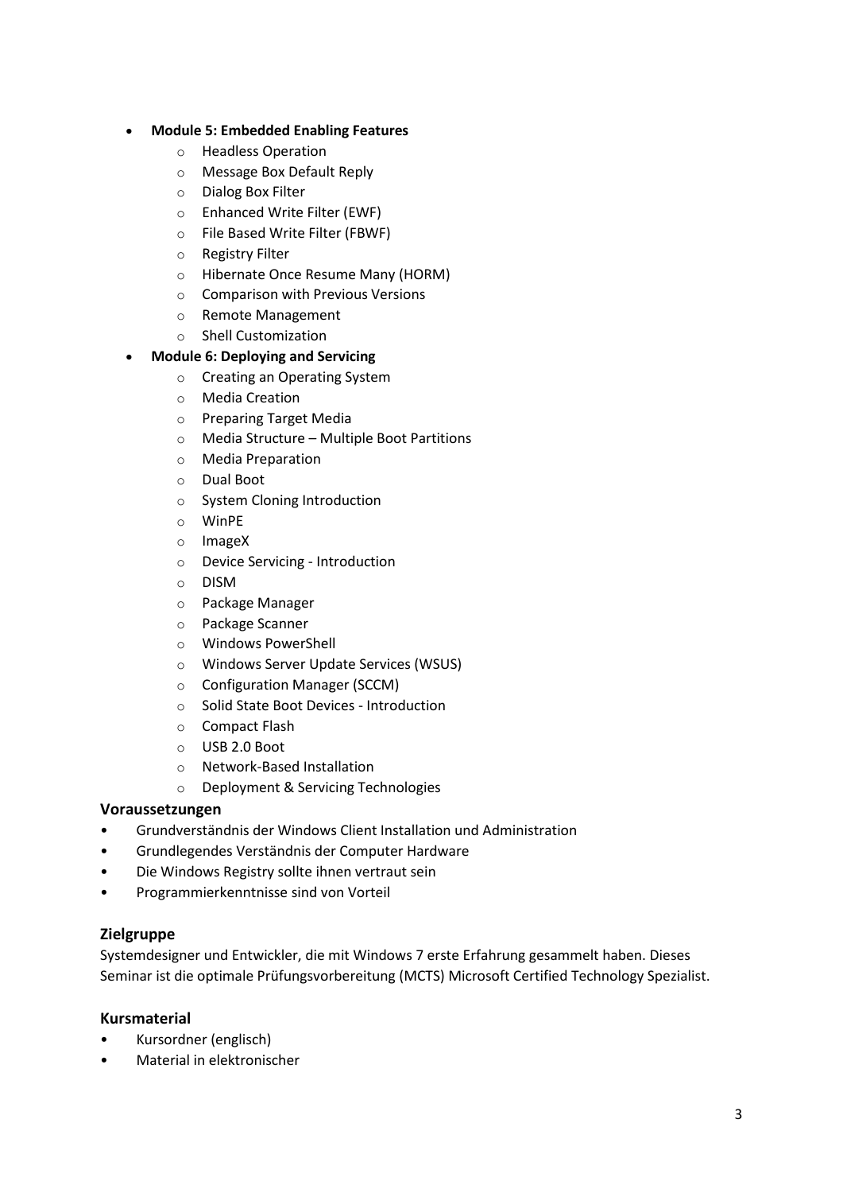- **Module 5: Embedded Enabling Features**
  - Headless Operation
  - Message Box Default Reply
  - Dialog Box Filter
  - Enhanced Write Filter (EWF)
  - File Based Write Filter (FBWF)
  - Registry Filter
  - Hibernate Once Resume Many (HORM)
  - Comparison with Previous Versions
  - Remote Management
  - Shell Customization
- **Module 6: Deploying and Servicing**
  - Creating an Operating System
  - Media Creation
  - Preparing Target Media
  - Media Structure – Multiple Boot Partitions
  - Media Preparation
  - Dual Boot
  - System Cloning Introduction
  - WinPE
  - ImageX
  - Device Servicing - Introduction
  - DISM
  - Package Manager
  - Package Scanner
  - Windows PowerShell
  - Windows Server Update Services (WSUS)
  - Configuration Manager (SCCM)
  - Solid State Boot Devices - Introduction
  - Compact Flash
  - USB 2.0 Boot
  - Network-Based Installation
  - Deployment & Servicing Technologies

### Voraussetzungen

- Grundverständnis der Windows Client Installation und Administration
- Grundlegendes Verständnis der Computer Hardware
- Die Windows Registry sollte ihnen vertraut sein
- Programmierkenntnisse sind von Vorteil

### Zielgruppe

Systemdesigner und Entwickler, die mit Windows 7 erste Erfahrung gesammelt haben. Dieses Seminar ist die optimale Prüfungsvorbereitung (MCTS) Microsoft Certified Technology Spezialist.

### Kursmaterial

- Kursordner (englisch)
- Material in elektronischer